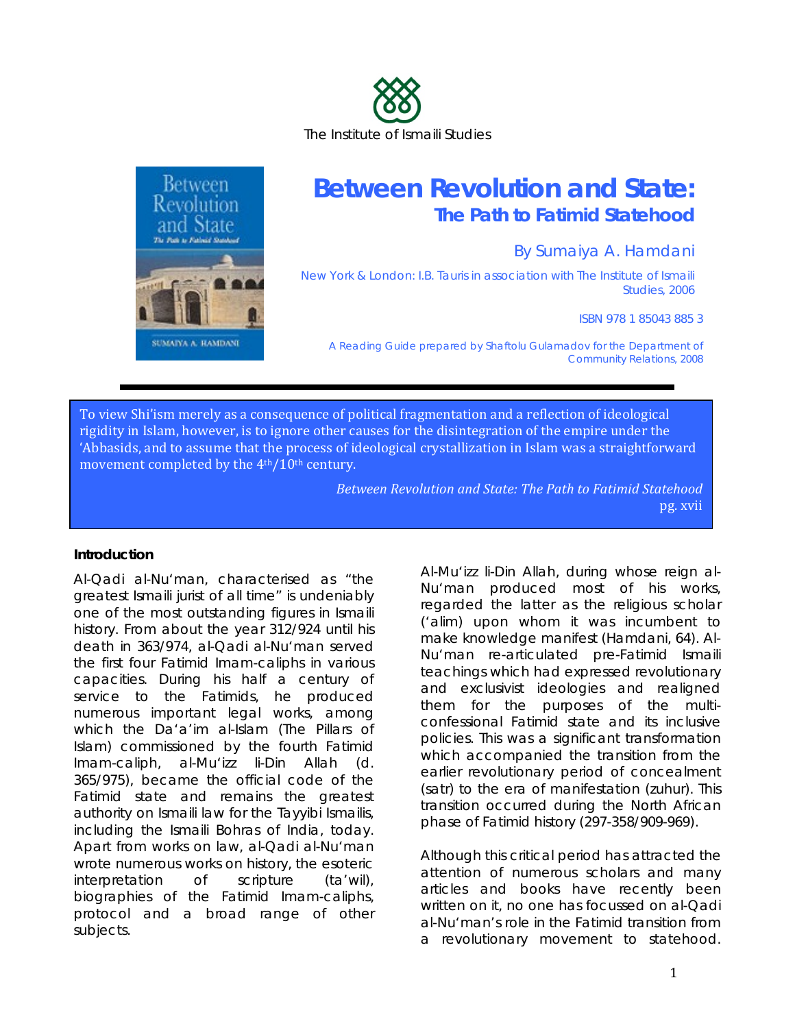The Institute of Ismaili Studies

# Between Revolution and State:

## The Path to Fatimid Statehood

By Sumaiya A. Hamdani

New York & London: I.B. Tauris in association with The Institute of Ismaili Studies, 2006

ISBN 978 1 85043 885 3

A Reading Guide prepared by Shaftolu Gulamadov for the Department of Community Relations, 2008

> To view Shi'ism merely as a consequence of political fragmentation and a reflection of ideological rigidity in Islam, however, is to ignore other causes for the disintegration of the empire under the 'Abbasids, and to assume that the process of ideological crystallization in Islam was a straightforward movement completed by the 4th/10th century.
>
> *Between Revolution and State: The Path to Fatimid Statehood* pg. xvii

**Introduction**

Al-Qadi al-Nu'man, characterised as "the greatest Ismaili jurist of all time" is undeniably one of the most outstanding figures in Ismaili history. From about the year 312/924 until his death in 363/974, al-Qadi al-Nu'man served the first four Fatimid Imam-caliphs in various capacities. During his half a century of service to the Fatimids, he produced numerous important legal works, among which the Da'a'im al-Islam (The Pillars of Islam) commissioned by the fourth Fatimid Imam-caliph, al-Mu'izz li-Din Allah (d. 365/975), became the official code of the Fatimid state and remains the greatest authority on Ismaili law for the Tayyibi Ismailis, including the Ismaili Bohras of India, today. Apart from works on law, al-Qadi al-Nu'man wrote numerous works on history, the esoteric interpretation of scripture (ta'wil), biographies of the Fatimid Imam-caliphs, protocol and a broad range of other subjects.

Al-Mu'izz li-Din Allah, during whose reign al-Nu'man produced most of his works, regarded the latter as the religious scholar ('alim) upon whom it was incumbent to make knowledge manifest (Hamdani, 64). Al-Nu'man re-articulated pre-Fatimid Ismaili teachings which had expressed revolutionary and exclusivist ideologies and realigned them for the purposes of the multi-confessional Fatimid state and its inclusive policies. This was a significant transformation which accompanied the transition from the earlier revolutionary period of concealment (satr) to the era of manifestation (zuhur). This transition occurred during the North African phase of Fatimid history (297-358/909-969).

Although this critical period has attracted the attention of numerous scholars and many articles and books have recently been written on it, no one has focussed on al-Qadi al-Nu'man's role in the Fatimid transition from a revolutionary movement to statehood.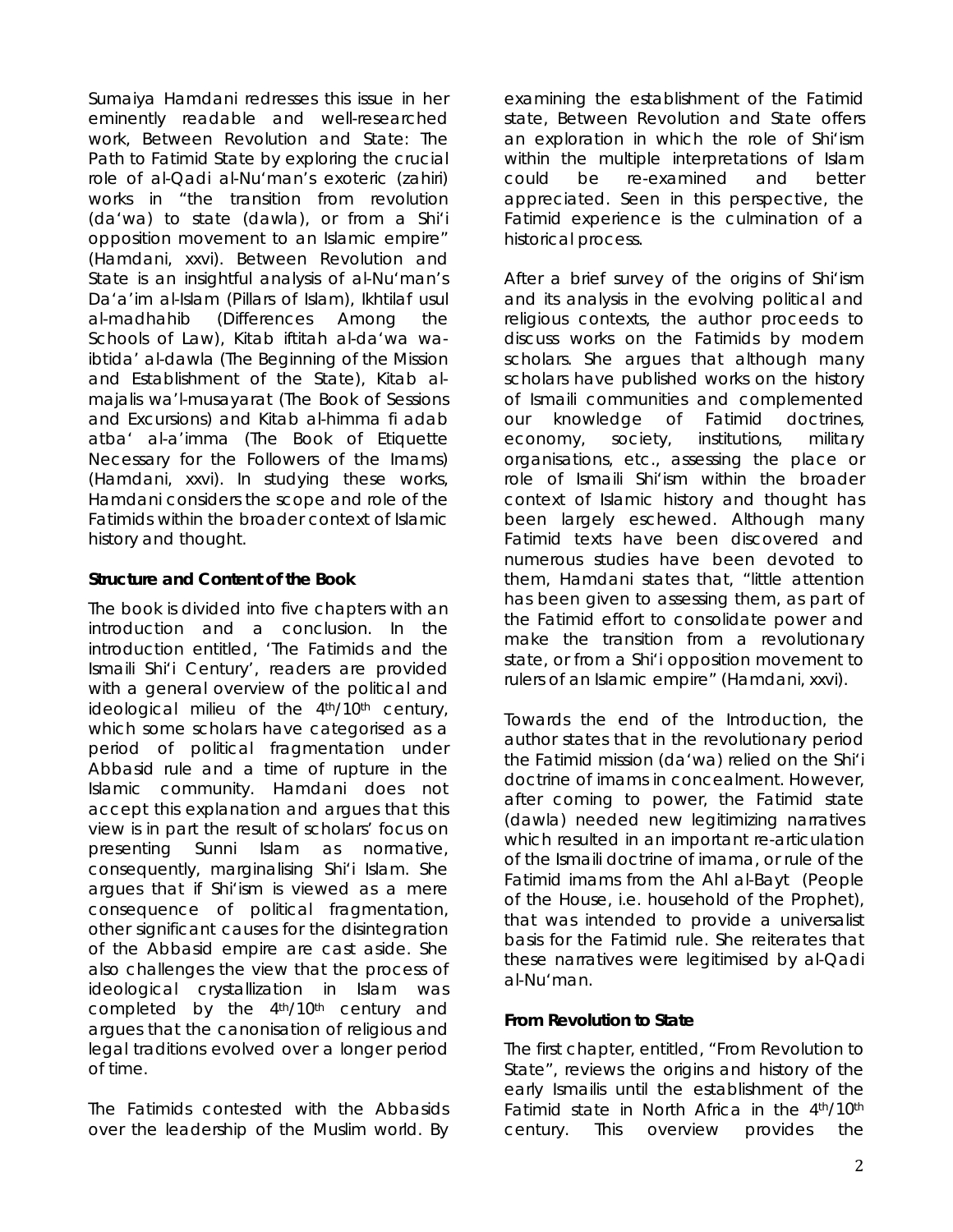Sumaiya Hamdani redresses this issue in her eminently readable and well-researched work, *Between Revolution and State: The Path to Fatimid State* by exploring the crucial role of al-Qadi al-Nu'man's exoteric (*zahiri*) works in "the transition from revolution (*da'wa*) to state (*dawla*), or from a Shi'i opposition movement to an Islamic empire" (Hamdani, xxvi). *Between Revolution and State* is an insightful analysis of al-Nu'man's *Da'a'im al-Islam* (Pillars of Islam), *Ikhtilaf usul al-madhahib* (Differences Among the Schools of Law), *Kitab iftitah al-da'wa wa-ibtida' al-dawla* (The Beginning of the Mission and Establishment of the State), *Kitab al-majalis wa'l-musayarat* (The Book of Sessions and Excursions) and *Kitab al-himma fi adab atba' al-a'imma* (The Book of Etiquette Necessary for the Followers of the Imams) (Hamdani, xxvi). In studying these works, Hamdani considers the scope and role of the Fatimids within the broader context of Islamic history and thought.

**Structure and Content of the Book**

The book is divided into five chapters with an introduction and a conclusion. In the introduction entitled, 'The Fatimids and the Ismaili Shi'i Century', readers are provided with a general overview of the political and ideological milieu of the 4th/10th century, which some scholars have categorised as a period of political fragmentation under Abbasid rule and a time of rupture in the Islamic community. Hamdani does not accept this explanation and argues that this view is in part the result of scholars' focus on presenting Sunni Islam as normative, consequently, marginalising Shi'i Islam. She argues that if Shi'ism is viewed as a mere consequence of political fragmentation, other significant causes for the disintegration of the Abbasid empire are cast aside. She also challenges the view that the process of ideological crystallization in Islam was completed by the 4th/10th century and argues that the canonisation of religious and legal traditions evolved over a longer period of time.

The Fatimids contested with the Abbasids over the leadership of the Muslim world. By examining the establishment of the Fatimid state, *Between Revolution and State* offers an exploration in which the role of Shi'ism within the multiple interpretations of Islam could be re-examined and better appreciated. Seen in this perspective, the Fatimid experience is the culmination of a historical process.

After a brief survey of the origins of Shi'ism and its analysis in the evolving political and religious contexts, the author proceeds to discuss works on the Fatimids by modern scholars. She argues that although many scholars have published works on the history of Ismaili communities and complemented our knowledge of Fatimid doctrines, economy, society, institutions, military organisations, etc., assessing the place or role of Ismaili Shi'ism within the broader context of Islamic history and thought has been largely eschewed. Although many Fatimid texts have been discovered and numerous studies have been devoted to them, Hamdani states that, "little attention has been given to assessing them, as part of the Fatimid effort to consolidate power and make the transition from a revolutionary state, or from a Shi'i opposition movement to rulers of an Islamic empire" (Hamdani, xxvi).

Towards the end of the Introduction, the author states that in the revolutionary period the Fatimid mission (*da'wa*) relied on the Shi'i doctrine of imams in concealment. However, after coming to power, the Fatimid state (*dawla*) needed new legitimizing narratives which resulted in an important re-articulation of the Ismaili doctrine of *imama*, or rule of the Fatimid imams from the *Ahl al-Bayt* (People of the House, i.e. household of the Prophet), that was intended to provide a universalist basis for the Fatimid rule. She reiterates that these narratives were legitimised by al-Qadi al-Nu'man.

**From Revolution to State**

The first chapter, entitled, "From Revolution to State", reviews the origins and history of the early Ismailis until the establishment of the Fatimid state in North Africa in the 4th/10th century. This overview provides the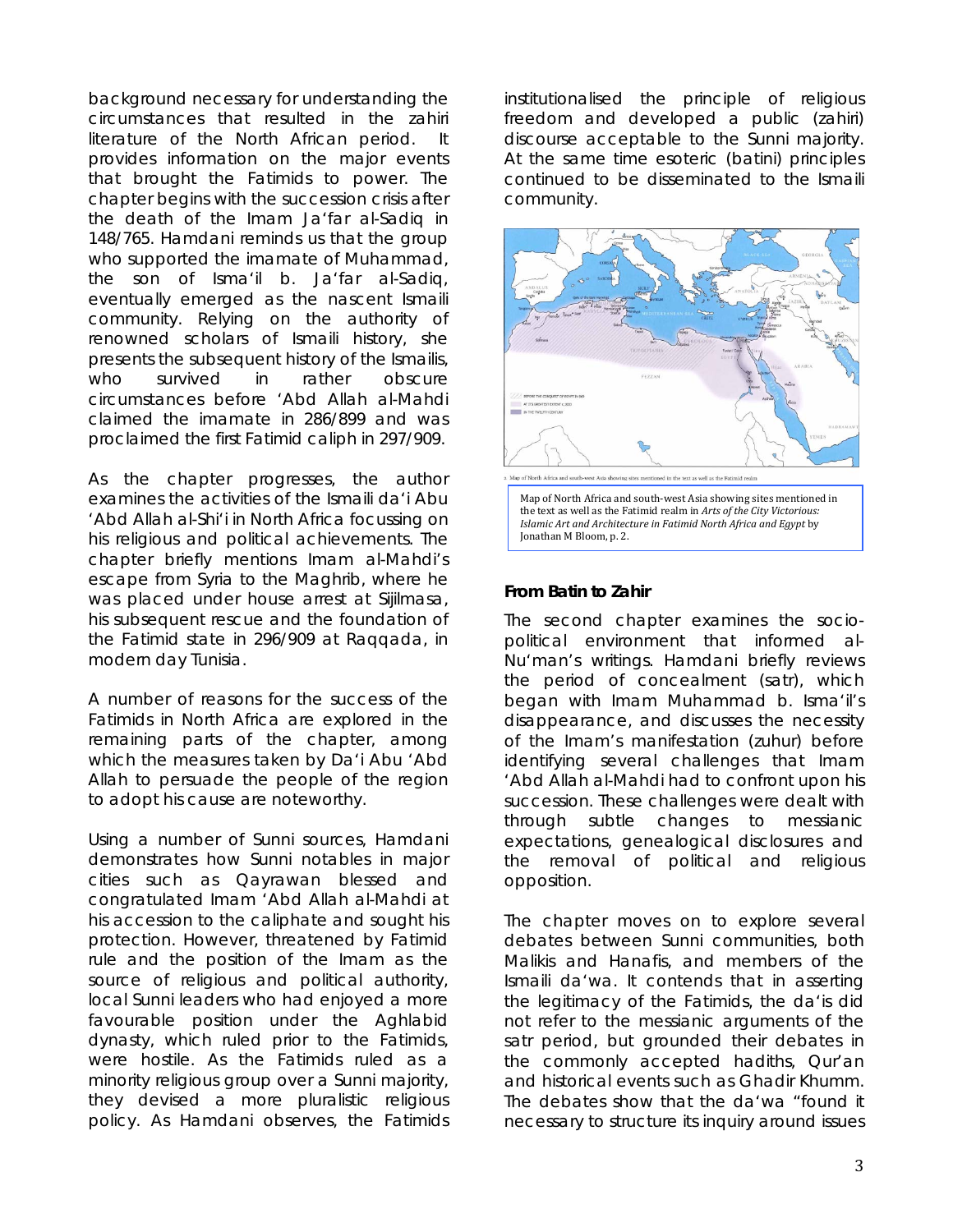background necessary for understanding the circumstances that resulted in the zahiri literature of the North African period. It provides information on the major events that brought the Fatimids to power. The chapter begins with the succession crisis after the death of the Imam Ja'far al-Sadiq in 148/765. Hamdani reminds us that the group who supported the imamate of Muhammad, the son of Isma'il b. Ja'far al-Sadiq, eventually emerged as the nascent Ismaili community. Relying on the authority of renowned scholars of Ismaili history, she presents the subsequent history of the Ismailis, who survived in rather obscure circumstances before 'Abd Allah al-Mahdi claimed the imamate in 286/899 and was proclaimed the first Fatimid caliph in 297/909.

As the chapter progresses, the author examines the activities of the Ismaili da'i Abu 'Abd Allah al-Shi'i in North Africa focussing on his religious and political achievements. The chapter briefly mentions Imam al-Mahdi's escape from Syria to the Maghrib, where he was placed under house arrest at Sijilmasa, his subsequent rescue and the foundation of the Fatimid state in 296/909 at Raqqada, in modern day Tunisia.

A number of reasons for the success of the Fatimids in North Africa are explored in the remaining parts of the chapter, among which the measures taken by Da'i Abu 'Abd Allah to persuade the people of the region to adopt his cause are noteworthy.

Using a number of Sunni sources, Hamdani demonstrates how Sunni notables in major cities such as Qayrawan blessed and congratulated Imam 'Abd Allah al-Mahdi at his accession to the caliphate and sought his protection. However, threatened by Fatimid rule and the position of the Imam as the source of religious and political authority, local Sunni leaders who had enjoyed a more favourable position under the Aghlabid dynasty, which ruled prior to the Fatimids, were hostile. As the Fatimids ruled as a minority religious group over a Sunni majority, they devised a more pluralistic religious policy. As Hamdani observes, the Fatimids institutionalised the principle of religious freedom and developed a public (zahiri) discourse acceptable to the Sunni majority. At the same time esoteric (batini) principles continued to be disseminated to the Ismaili community.

Map of North Africa and south-west Asia showing sites mentioned in the text as well as the Fatimid realm in *Arts of the City Victorious: Islamic Art and Architecture in Fatimid North Africa and Egypt* by Jonathan M Bloom, p. 2.

### From Batin to Zahir

The second chapter examines the socio-political environment that informed al-Nu'man's writings. Hamdani briefly reviews the period of concealment (satr), which began with Imam Muhammad b. Isma'il's disappearance, and discusses the necessity of the Imam's manifestation (zuhur) before identifying several challenges that Imam 'Abd Allah al-Mahdi had to confront upon his succession. These challenges were dealt with through subtle changes to messianic expectations, genealogical disclosures and the removal of political and religious opposition.

The chapter moves on to explore several debates between Sunni communities, both Malikis and Hanafis, and members of the Ismaili da'wa. It contends that in asserting the legitimacy of the Fatimids, the da'is did not refer to the messianic arguments of the satr period, but grounded their debates in the commonly accepted hadiths, Qur'an and historical events such as Ghadir Khumm. The debates show that the da'wa "found it necessary to structure its inquiry around issues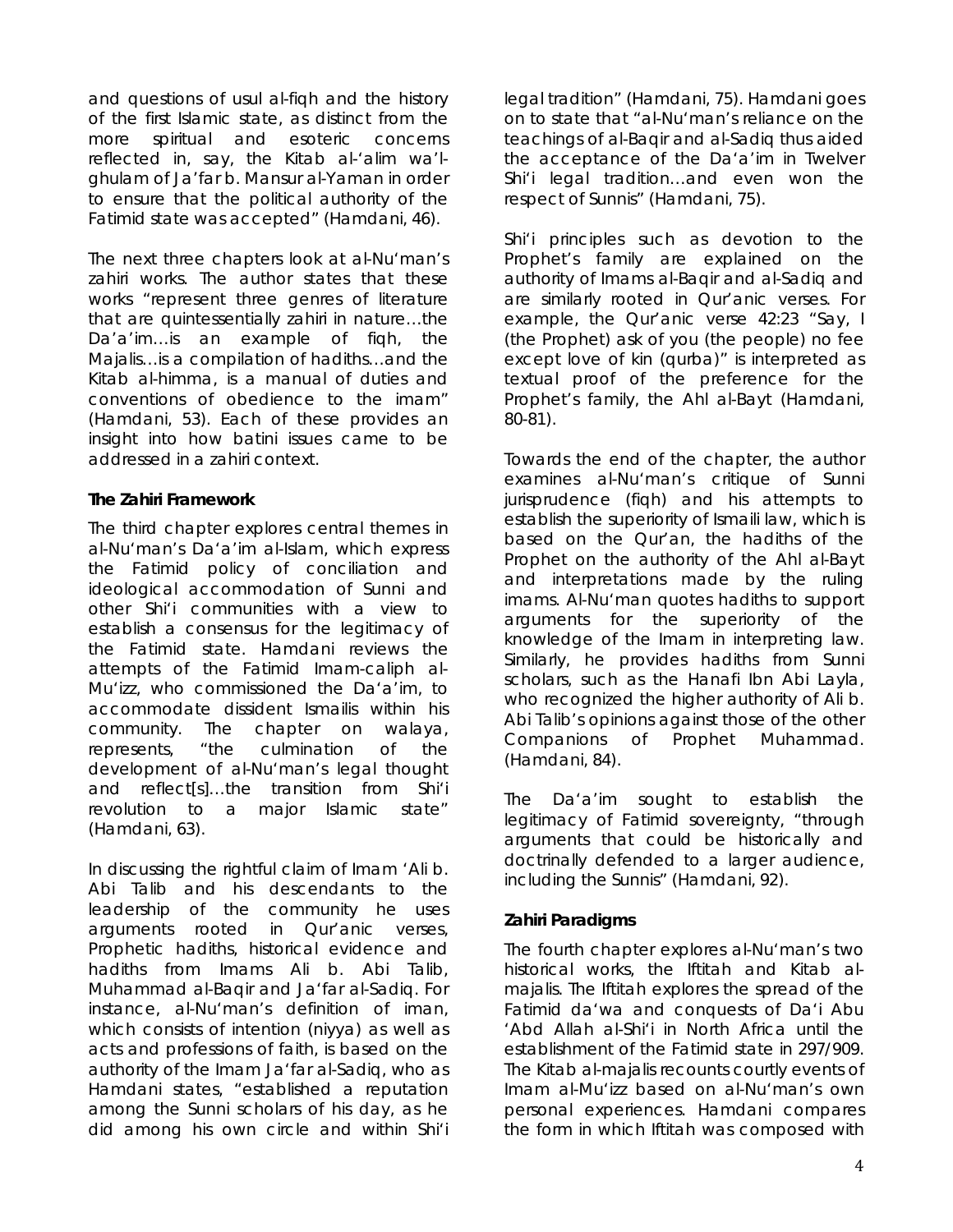and questions of usul al-fiqh and the history of the first Islamic state, as distinct from the more spiritual and esoteric concerns reflected in, say, the Kitab al-'alim wa'l-ghulam of Ja'far b. Mansur al-Yaman in order to ensure that the political authority of the Fatimid state was accepted" (Hamdani, 46).

The next three chapters look at al-Nu'man's zahiri works. The author states that these works "represent three genres of literature that are quintessentially zahiri in nature…the Da'a'im…is an example of fiqh, the Majalis…is a compilation of hadiths…and the Kitab al-himma, is a manual of duties and conventions of obedience to the imam" (Hamdani, 53). Each of these provides an insight into how batini issues came to be addressed in a zahiri context.

**The Zahiri Framework**

The third chapter explores central themes in al-Nu'man's Da'a'im al-Islam, which express the Fatimid policy of conciliation and ideological accommodation of Sunni and other Shi'i communities with a view to establish a consensus for the legitimacy of the Fatimid state. Hamdani reviews the attempts of the Fatimid Imam-caliph al-Mu'izz, who commissioned the Da'a'im, to accommodate dissident Ismailis within his community. The chapter on walaya, represents, "the culmination of the development of al-Nu'man's legal thought and reflect[s]…the transition from Shi'i revolution to a major Islamic state" (Hamdani, 63).

In discussing the rightful claim of Imam 'Ali b. Abi Talib and his descendants to the leadership of the community he uses arguments rooted in Qur'anic verses, Prophetic hadiths, historical evidence and hadiths from Imams Ali b. Abi Talib, Muhammad al-Baqir and Ja'far al-Sadiq. For instance, al-Nu'man's definition of iman, which consists of intention (niyya) as well as acts and professions of faith, is based on the authority of the Imam Ja'far al-Sadiq, who as Hamdani states, "established a reputation among the Sunni scholars of his day, as he did among his own circle and within Shi'i legal tradition" (Hamdani, 75). Hamdani goes on to state that "al-Nu'man's reliance on the teachings of al-Baqir and al-Sadiq thus aided the acceptance of the Da'a'im in Twelver Shi'i legal tradition…and even won the respect of Sunnis" (Hamdani, 75).

Shi'i principles such as devotion to the Prophet's family are explained on the authority of Imams al-Baqir and al-Sadiq and are similarly rooted in Qur'anic verses. For example, the Qur'anic verse 42:23 "Say, I (the Prophet) ask of you (the people) no fee except love of kin (qurba)" is interpreted as textual proof of the preference for the Prophet's family, the Ahl al-Bayt (Hamdani, 80-81).

Towards the end of the chapter, the author examines al-Nu'man's critique of Sunni jurisprudence (fiqh) and his attempts to establish the superiority of Ismaili law, which is based on the Qur'an, the hadiths of the Prophet on the authority of the Ahl al-Bayt and interpretations made by the ruling imams. Al-Nu'man quotes hadiths to support arguments for the superiority of the knowledge of the Imam in interpreting law. Similarly, he provides hadiths from Sunni scholars, such as the Hanafi Ibn Abi Layla, who recognized the higher authority of Ali b. Abi Talib's opinions against those of the other Companions of Prophet Muhammad. (Hamdani, 84).

The Da'a'im sought to establish the legitimacy of Fatimid sovereignty, "through arguments that could be historically and doctrinally defended to a larger audience, including the Sunnis" (Hamdani, 92).

**Zahiri Paradigms**

The fourth chapter explores al-Nu'man's two historical works, the Iftitah and Kitab al-majalis. The Iftitah explores the spread of the Fatimid da'wa and conquests of Da'i Abu 'Abd Allah al-Shi'i in North Africa until the establishment of the Fatimid state in 297/909. The Kitab al-majalis recounts courtly events of Imam al-Mu'izz based on al-Nu'man's own personal experiences. Hamdani compares the form in which Iftitah was composed with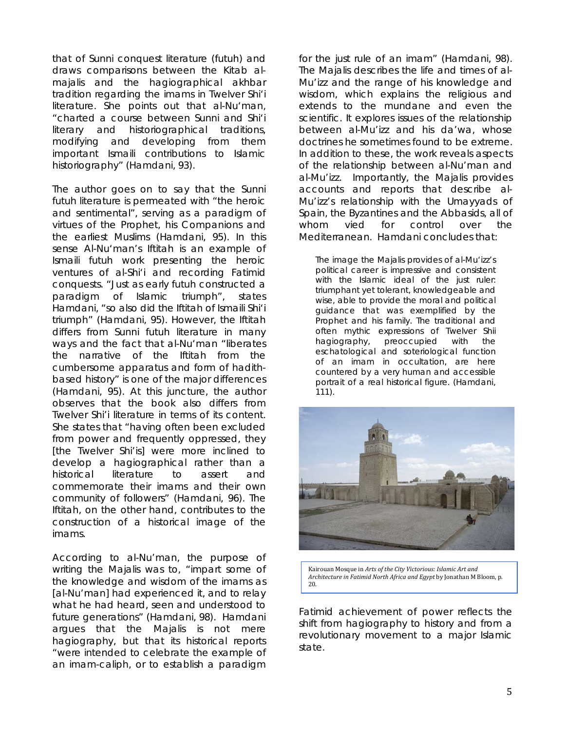that of Sunni conquest literature (futuh) and draws comparisons between the Kitab al-majalis and the hagiographical akhbar tradition regarding the imams in Twelver Shi'i literature. She points out that al-Nu'man, "charted a course between Sunni and Shi'i literary and historiographical traditions, modifying and developing from them important Ismaili contributions to Islamic historiography" (Hamdani, 93).

The author goes on to say that the Sunni futuh literature is permeated with "the heroic and sentimental", serving as a paradigm of virtues of the Prophet, his Companions and the earliest Muslims (Hamdani, 95). In this sense Al-Nu'man's Iftitah is an example of Ismaili futuh work presenting the heroic ventures of al-Shi'i and recording Fatimid conquests. "Just as early futuh constructed a paradigm of Islamic triumph", states Hamdani, "so also did the Iftitah of Ismaili Shi'i triumph" (Hamdani, 95). However, the Iftitah differs from Sunni futuh literature in many ways and the fact that al-Nu'man "liberates the narrative of the Iftitah from the cumbersome apparatus and form of hadith-based history" is one of the major differences (Hamdani, 95). At this juncture, the author observes that the book also differs from Twelver Shi'i literature in terms of its content. She states that "having often been excluded from power and frequently oppressed, they [the Twelver Shi'is] were more inclined to develop a hagiographical rather than a historical literature to assert and commemorate their imams and their own community of followers" (Hamdani, 96). The Iftitah, on the other hand, contributes to the construction of a historical image of the imams.

According to al-Nu'man, the purpose of writing the Majalis was to, "impart some of the knowledge and wisdom of the imams as [al-Nu'man] had experienced it, and to relay what he had heard, seen and understood to future generations" (Hamdani, 98). Hamdani argues that the Majalis is not mere hagiography, but that its historical reports "were intended to celebrate the example of an imam-caliph, or to establish a paradigm for the just rule of an imam" (Hamdani, 98). The Majalis describes the life and times of al-Mu'izz and the range of his knowledge and wisdom, which explains the religious and extends to the mundane and even the scientific. It explores issues of the relationship between al-Mu'izz and his da'wa, whose doctrines he sometimes found to be extreme. In addition to these, the work reveals aspects of the relationship between al-Nu'man and al-Mu'izz. Importantly, the Majalis provides accounts and reports that describe al-Mu'izz's relationship with the Umayyads of Spain, the Byzantines and the Abbasids, all of whom vied for control over the Mediterranean. Hamdani concludes that:

> The image the Majalis provides of al-Mu'izz's political career is impressive and consistent with the Islamic ideal of the just ruler: triumphant yet tolerant, knowledgeable and wise, able to provide the moral and political guidance that was exemplified by the Prophet and his family. The traditional and often mythic expressions of Twelver Shii hagiography, preoccupied with the eschatological and soteriological function of an imam in occultation, are here countered by a very human and accessible portrait of a real historical figure. (Hamdani, 111).

Kairouan Mosque in *Arts of the City Victorious: Islamic Art and Architecture in Fatimid North Africa and Egypt* by Jonathan M Bloom, p. 20.

Fatimid achievement of power reflects the shift from hagiography to history and from a revolutionary movement to a major Islamic state.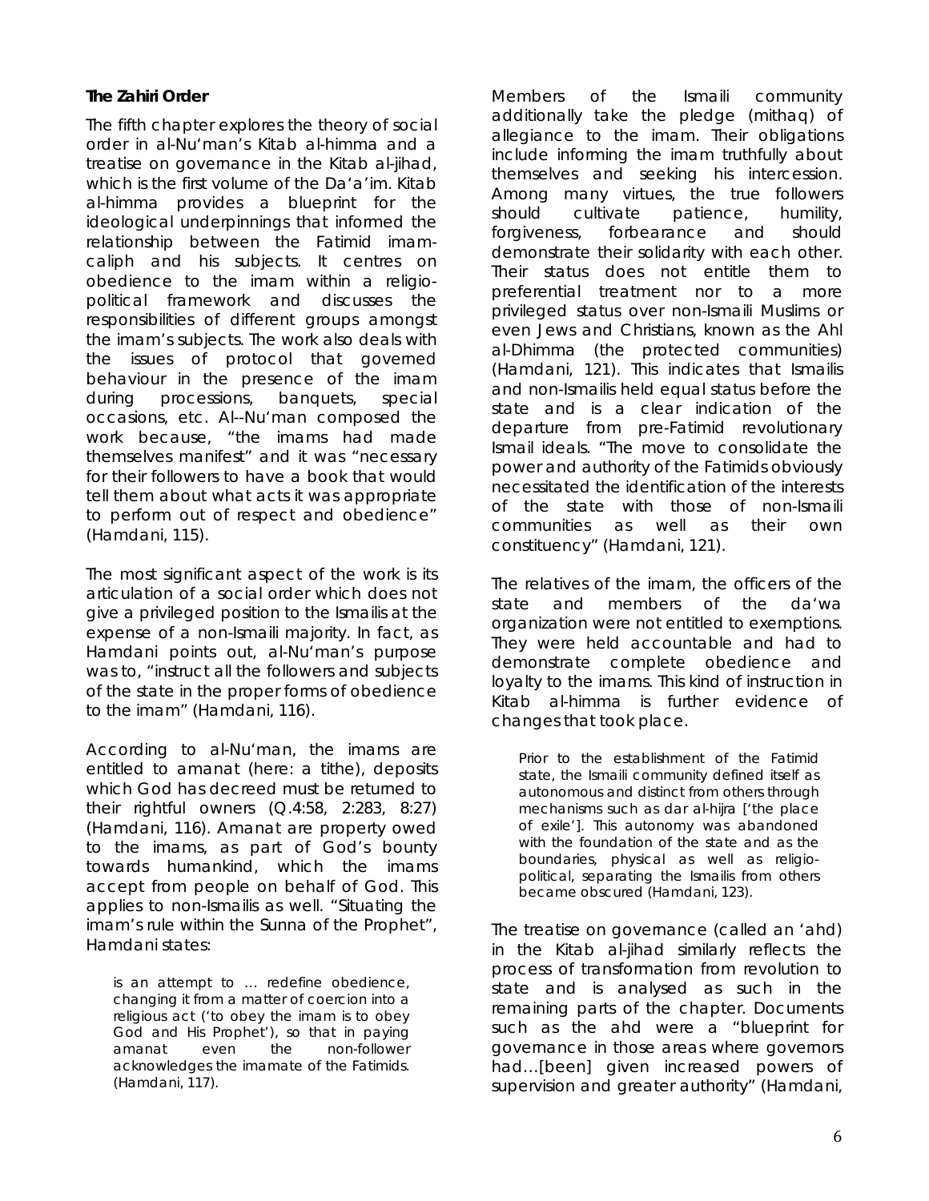**The Zahiri Order**

The fifth chapter explores the theory of social order in al-Nu'man's Kitab al-himma and a treatise on governance in the Kitab al-jihad, which is the first volume of the Da'a'im. Kitab al-himma provides a blueprint for the ideological underpinnings that informed the relationship between the Fatimid imam-caliph and his subjects. It centres on obedience to the imam within a religio-political framework and discusses the responsibilities of different groups amongst the imam's subjects. The work also deals with the issues of protocol that governed behaviour in the presence of the imam during processions, banquets, special occasions, etc. Al--Nu'man composed the work because, "the imams had made themselves manifest" and it was "necessary for their followers to have a book that would tell them about what acts it was appropriate to perform out of respect and obedience" (Hamdani, 115).

The most significant aspect of the work is its articulation of a social order which does not give a privileged position to the Ismailis at the expense of a non-Ismaili majority. In fact, as Hamdani points out, al-Nu'man's purpose was to, "instruct all the followers and subjects of the state in the proper forms of obedience to the imam" (Hamdani, 116).

According to al-Nu'man, the imams are entitled to amanat (here: a tithe), deposits which God has decreed must be returned to their rightful owners (Q.4:58, 2:283, 8:27) (Hamdani, 116). Amanat are property owed to the imams, as part of God's bounty towards humankind, which the imams accept from people on behalf of God. This applies to non-Ismailis as well. "Situating the imam's rule within the Sunna of the Prophet", Hamdani states:

> is an attempt to … redefine obedience, changing it from a matter of coercion into a religious act ('to obey the imam is to obey God and His Prophet'), so that in paying amanat even the non-follower acknowledges the imamate of the Fatimids. (Hamdani, 117).

Members of the Ismaili community additionally take the pledge (mithaq) of allegiance to the imam. Their obligations include informing the imam truthfully about themselves and seeking his intercession. Among many virtues, the true followers should cultivate patience, humility, forgiveness, forbearance and should demonstrate their solidarity with each other. Their status does not entitle them to preferential treatment nor to a more privileged status over non-Ismaili Muslims or even Jews and Christians, known as the Ahl al-Dhimma (the protected communities) (Hamdani, 121). This indicates that Ismailis and non-Ismailis held equal status before the state and is a clear indication of the departure from pre-Fatimid revolutionary Ismail ideals. "The move to consolidate the power and authority of the Fatimids obviously necessitated the identification of the interests of the state with those of non-Ismaili communities as well as their own constituency" (Hamdani, 121).

The relatives of the imam, the officers of the state and members of the da'wa organization were not entitled to exemptions. They were held accountable and had to demonstrate complete obedience and loyalty to the imams. This kind of instruction in Kitab al-himma is further evidence of changes that took place.

> Prior to the establishment of the Fatimid state, the Ismaili community defined itself as autonomous and distinct from others through mechanisms such as dar al-hijra ['the place of exile']. This autonomy was abandoned with the foundation of the state and as the boundaries, physical as well as religio-political, separating the Ismailis from others became obscured (Hamdani, 123).

The treatise on governance (called an 'ahd) in the Kitab al-jihad similarly reflects the process of transformation from revolution to state and is analysed as such in the remaining parts of the chapter. Documents such as the ahd were a "blueprint for governance in those areas where governors had…[been] given increased powers of supervision and greater authority" (Hamdani,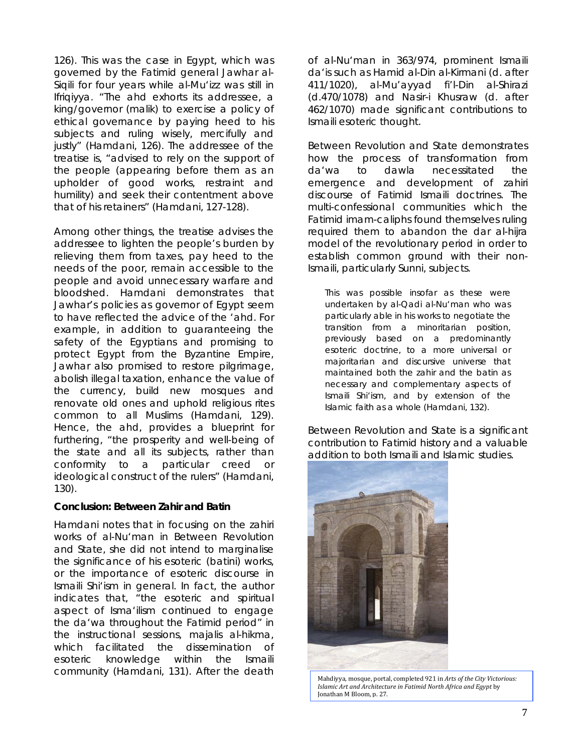126). This was the case in Egypt, which was governed by the Fatimid general Jawhar al-Siqili for four years while al-Mu'izz was still in Ifriqiyya. "The ahd exhorts its addressee, a king/governor (malik) to exercise a policy of ethical governance by paying heed to his subjects and ruling wisely, mercifully and justly" (Hamdani, 126). The addressee of the treatise is, "advised to rely on the support of the people (appearing before them as an upholder of good works, restraint and humility) and seek their contentment above that of his retainers" (Hamdani, 127-128).

Among other things, the treatise advises the addressee to lighten the people's burden by relieving them from taxes, pay heed to the needs of the poor, remain accessible to the people and avoid unnecessary warfare and bloodshed. Hamdani demonstrates that Jawhar's policies as governor of Egypt seem to have reflected the advice of the 'ahd. For example, in addition to guaranteeing the safety of the Egyptians and promising to protect Egypt from the Byzantine Empire, Jawhar also promised to restore pilgrimage, abolish illegal taxation, enhance the value of the currency, build new mosques and renovate old ones and uphold religious rites common to all Muslims (Hamdani, 129). Hence, the ahd, provides a blueprint for furthering, "the prosperity and well-being of the state and all its subjects, rather than conformity to a particular creed or ideological construct of the rulers" (Hamdani, 130).

**Conclusion: Between Zahir and Batin**

Hamdani notes that in focusing on the zahiri works of al-Nu'man in Between Revolution and State, she did not intend to marginalise the significance of his esoteric (batini) works, or the importance of esoteric discourse in Ismaili Shi'ism in general. In fact, the author indicates that, "the esoteric and spiritual aspect of Isma'ilism continued to engage the da'wa throughout the Fatimid period" in the instructional sessions, majalis al-hikma, which facilitated the dissemination of esoteric knowledge within the Ismaili community (Hamdani, 131). After the death of al-Nu'man in 363/974, prominent Ismaili da'is such as Hamid al-Din al-Kirmani (d. after 411/1020), al-Mu'ayyad fi'l-Din al-Shirazi (d.470/1078) and Nasir-i Khusraw (d. after 462/1070) made significant contributions to Ismaili esoteric thought.

Between Revolution and State demonstrates how the process of transformation from da'wa to dawla necessitated the emergence and development of zahiri discourse of Fatimid Ismaili doctrines. The multi-confessional communities which the Fatimid imam-caliphs found themselves ruling required them to abandon the dar al-hijra model of the revolutionary period in order to establish common ground with their non-Ismaili, particularly Sunni, subjects.

> This was possible insofar as these were undertaken by al-Qadi al-Nu'man who was particularly able in his works to negotiate the transition from a minoritarian position, previously based on a predominantly esoteric doctrine, to a more universal or majoritarian and discursive universe that maintained both the zahir and the batin as necessary and complementary aspects of Ismaili Shi'ism, and by extension of the Islamic faith as a whole (Hamdani, 132).

Between Revolution and State is a significant contribution to Fatimid history and a valuable addition to both Ismaili and Islamic studies.

Mahdiyya, mosque, portal, completed 921 in *Arts of the City Victorious: Islamic Art and Architecture in Fatimid North Africa and Egypt* by Jonathan M Bloom, p. 27.